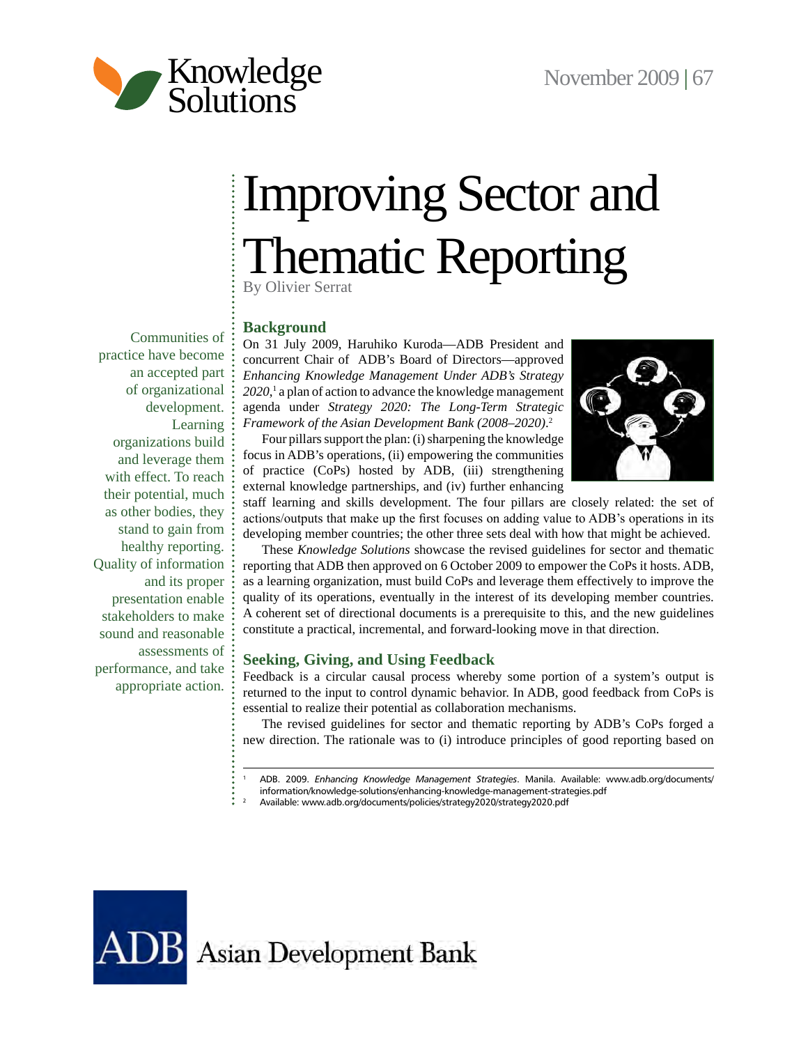Knowledge Solutions

# Improving Sector and Thematic Reporting

By Olivier Serrat

Communities of practice have become an accepted part of organizational development. Learning organizations build and leverage them with effect. To reach their potential, much as other bodies, they stand to gain from healthy reporting. Quality of information and its proper presentation enable stakeholders to make sound and reasonable assessments of performance, and take appropriate action.

## Background

On 31 July 2009, Haruhiko Kuroda—ADB President and concurrent Chair of ADB's Board of Directors—approved *Enhancing Knowledge Management Under ADB's Strategy 2020*,[1] a plan of action to advance the knowledge management agenda under *Strategy 2020: The Long-Term Strategic Framework of the Asian Development Bank (2008–2020)*.[2]

Four pillars support the plan: (i) sharpening the knowledge focus in ADB's operations, (ii) empowering the communities of practice (CoPs) hosted by ADB, (iii) strengthening external knowledge partnerships, and (iv) further enhancing staff learning and skills development. The four pillars are closely related: the set of actions/outputs that make up the first focuses on adding value to ADB's operations in its developing member countries; the other three sets deal with how that might be achieved.

These *Knowledge Solutions* showcase the revised guidelines for sector and thematic reporting that ADB then approved on 6 October 2009 to empower the CoPs it hosts. ADB, as a learning organization, must build CoPs and leverage them effectively to improve the quality of its operations, eventually in the interest of its developing member countries. A coherent set of directional documents is a prerequisite to this, and the new guidelines constitute a practical, incremental, and forward-looking move in that direction.

## Seeking, Giving, and Using Feedback

Feedback is a circular causal process whereby some portion of a system's output is returned to the input to control dynamic behavior. In ADB, good feedback from CoPs is essential to realize their potential as collaboration mechanisms.

The revised guidelines for sector and thematic reporting by ADB's CoPs forged a new direction. The rationale was to (i) introduce principles of good reporting based on

---

[1] ADB. 2009. *Enhancing Knowledge Management Strategies*. Manila. Available: www.adb.org/documents/information/knowledge-solutions/enhancing-knowledge-management-strategies.pdf

[2] Available: www.adb.org/documents/policies/strategy2020/strategy2020.pdf

ADB Asian Development Bank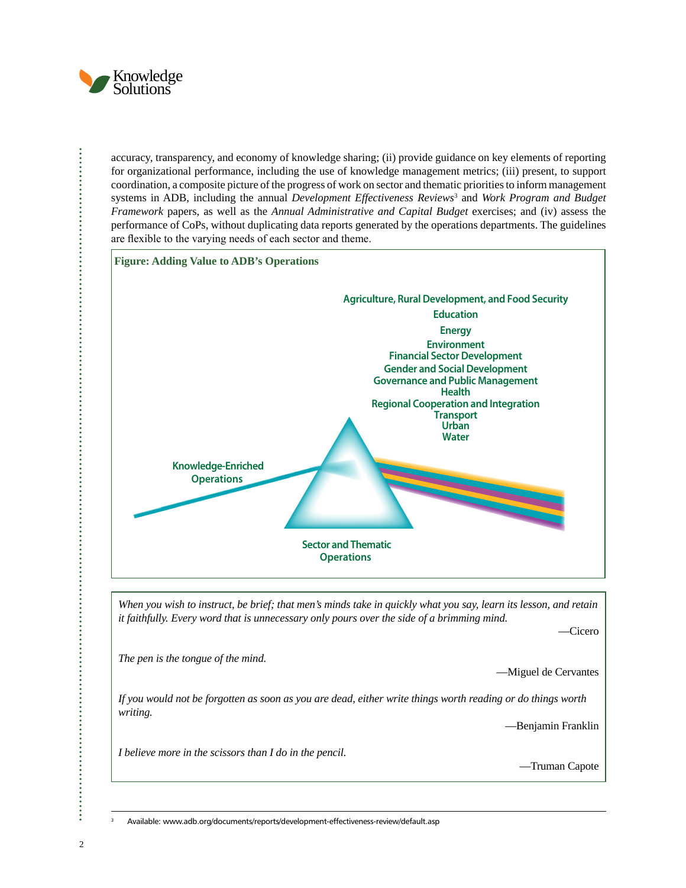accuracy, transparency, and economy of knowledge sharing; (ii) provide guidance on key elements of reporting for organizational performance, including the use of knowledge management metrics; (iii) present, to support coordination, a composite picture of the progress of work on sector and thematic priorities to inform management systems in ADB, including the annual *Development Effectiveness Reviews*[3] and *Work Program and Budget Framework* papers, as well as the *Annual Administrative and Capital Budget* exercises; and (iv) assess the performance of CoPs, without duplicating data reports generated by the operations departments. The guidelines are flexible to the varying needs of each sector and theme.

**Figure: Adding Value to ADB's Operations**

Agriculture, Rural Development, and Food Security
Education
Energy
Environment
Financial Sector Development
Gender and Social Development
Governance and Public Management
Health
Regional Cooperation and Integration
Transport
Urban
Water

Knowledge-Enriched Operations

Sector and Thematic Operations

*When you wish to instruct, be brief; that men's minds take in quickly what you say, learn its lesson, and retain it faithfully. Every word that is unnecessary only pours over the side of a brimming mind.*

—Cicero

*The pen is the tongue of the mind.*

—Miguel de Cervantes

*If you would not be forgotten as soon as you are dead, either write things worth reading or do things worth writing.*

—Benjamin Franklin

*I believe more in the scissors than I do in the pencil.*

—Truman Capote

[3] Available: www.adb.org/documents/reports/development-effectiveness-review/default.asp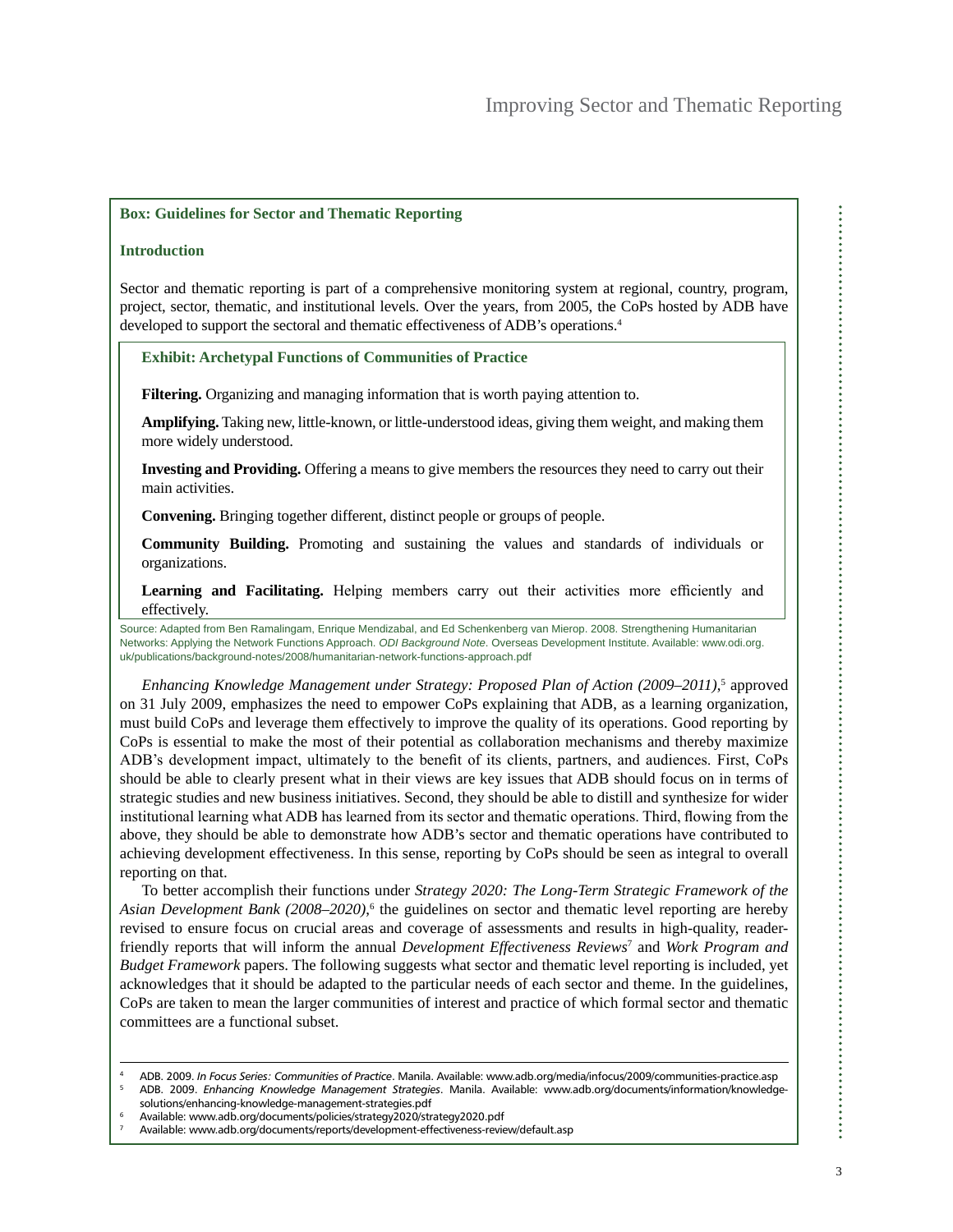**Box: Guidelines for Sector and Thematic Reporting**

**Introduction**

Sector and thematic reporting is part of a comprehensive monitoring system at regional, country, program, project, sector, thematic, and institutional levels. Over the years, from 2005, the CoPs hosted by ADB have developed to support the sectoral and thematic effectiveness of ADB's operations.[4]

**Exhibit: Archetypal Functions of Communities of Practice**

**Filtering.** Organizing and managing information that is worth paying attention to.

**Amplifying.** Taking new, little-known, or little-understood ideas, giving them weight, and making them more widely understood.

**Investing and Providing.** Offering a means to give members the resources they need to carry out their main activities.

**Convening.** Bringing together different, distinct people or groups of people.

**Community Building.** Promoting and sustaining the values and standards of individuals or organizations.

**Learning and Facilitating.** Helping members carry out their activities more efficiently and effectively.

Source: Adapted from Ben Ramalingam, Enrique Mendizabal, and Ed Schenkenberg van Mierop. 2008. Strengthening Humanitarian Networks: Applying the Network Functions Approach. *ODI Background Note*. Overseas Development Institute. Available: www.odi.org.uk/publications/background-notes/2008/humanitarian-network-functions-approach.pdf

*Enhancing Knowledge Management under Strategy: Proposed Plan of Action (2009–2011)*,[5] approved on 31 July 2009, emphasizes the need to empower CoPs explaining that ADB, as a learning organization, must build CoPs and leverage them effectively to improve the quality of its operations. Good reporting by CoPs is essential to make the most of their potential as collaboration mechanisms and thereby maximize ADB's development impact, ultimately to the benefit of its clients, partners, and audiences. First, CoPs should be able to clearly present what in their views are key issues that ADB should focus on in terms of strategic studies and new business initiatives. Second, they should be able to distill and synthesize for wider institutional learning what ADB has learned from its sector and thematic operations. Third, flowing from the above, they should be able to demonstrate how ADB's sector and thematic operations have contributed to achieving development effectiveness. In this sense, reporting by CoPs should be seen as integral to overall reporting on that.

To better accomplish their functions under *Strategy 2020: The Long-Term Strategic Framework of the Asian Development Bank (2008–2020)*,[6] the guidelines on sector and thematic level reporting are hereby revised to ensure focus on crucial areas and coverage of assessments and results in high-quality, reader-friendly reports that will inform the annual *Development Effectiveness Reviews*[7] and *Work Program and Budget Framework* papers. The following suggests what sector and thematic level reporting is included, yet acknowledges that it should be adapted to the particular needs of each sector and theme. In the guidelines, CoPs are taken to mean the larger communities of interest and practice of which formal sector and thematic committees are a functional subset.

---

[4] ADB. 2009. *In Focus Series: Communities of Practice*. Manila. Available: www.adb.org/media/infocus/2009/communities-practice.asp

[5] ADB. 2009. *Enhancing Knowledge Management Strategies*. Manila. Available: www.adb.org/documents/information/knowledge-solutions/enhancing-knowledge-management-strategies.pdf

[6] Available: www.adb.org/documents/policies/strategy2020/strategy2020.pdf

[7] Available: www.adb.org/documents/reports/development-effectiveness-review/default.asp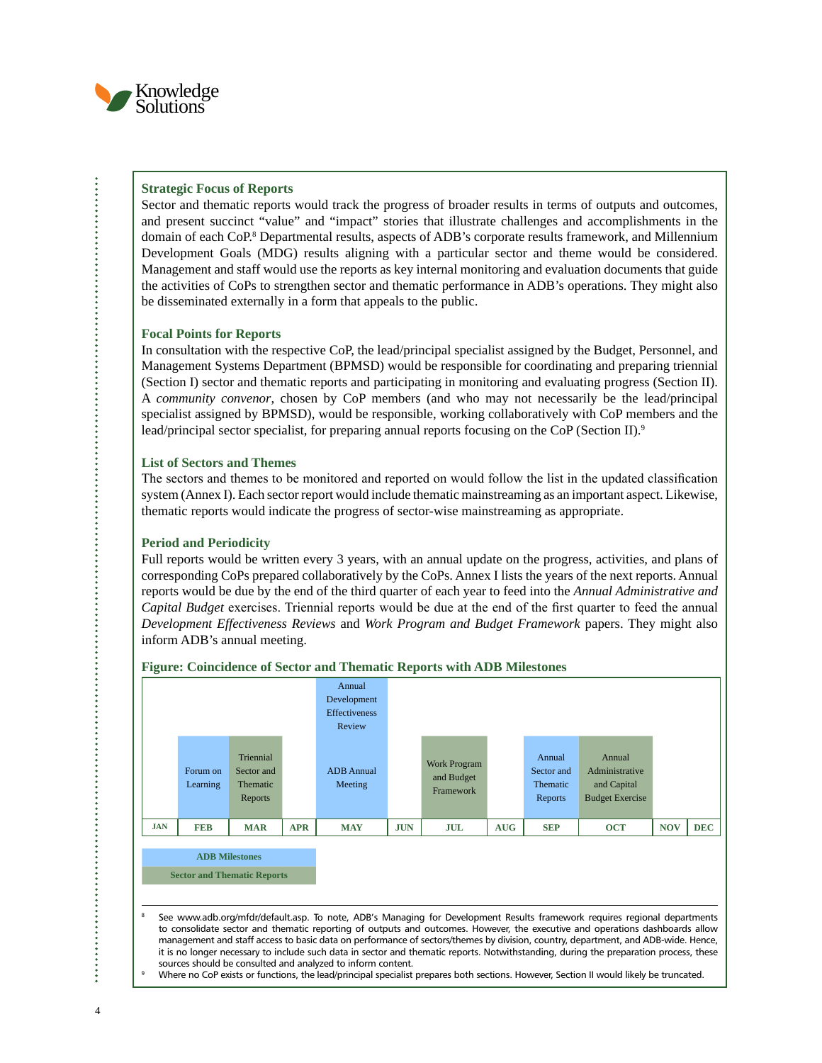### Strategic Focus of Reports

Sector and thematic reports would track the progress of broader results in terms of outputs and outcomes, and present succinct "value" and "impact" stories that illustrate challenges and accomplishments in the domain of each CoP.[8] Departmental results, aspects of ADB's corporate results framework, and Millennium Development Goals (MDG) results aligning with a particular sector and theme would be considered. Management and staff would use the reports as key internal monitoring and evaluation documents that guide the activities of CoPs to strengthen sector and thematic performance in ADB's operations. They might also be disseminated externally in a form that appeals to the public.

### Focal Points for Reports

In consultation with the respective CoP, the lead/principal specialist assigned by the Budget, Personnel, and Management Systems Department (BPMSD) would be responsible for coordinating and preparing triennial (Section I) sector and thematic reports and participating in monitoring and evaluating progress (Section II). A *community convenor*, chosen by CoP members (and who may not necessarily be the lead/principal specialist assigned by BPMSD), would be responsible, working collaboratively with CoP members and the lead/principal sector specialist, for preparing annual reports focusing on the CoP (Section II).[9]

### List of Sectors and Themes

The sectors and themes to be monitored and reported on would follow the list in the updated classification system (Annex I). Each sector report would include thematic mainstreaming as an important aspect. Likewise, thematic reports would indicate the progress of sector-wise mainstreaming as appropriate.

### Period and Periodicity

Full reports would be written every 3 years, with an annual update on the progress, activities, and plans of corresponding CoPs prepared collaboratively by the CoPs. Annex I lists the years of the next reports. Annual reports would be due by the end of the third quarter of each year to feed into the *Annual Administrative and Capital Budget* exercises. Triennial reports would be due at the end of the first quarter to feed the annual *Development Effectiveness Reviews* and *Work Program and Budget Framework* papers. They might also inform ADB's annual meeting.

**Figure: Coincidence of Sector and Thematic Reports with ADB Milestones**

JAN
FEB: Forum on Learning
MAR: Triennial Sector and Thematic Reports
APR
MAY: Annual Development Effectiveness Review; ADB Annual Meeting
JUN
JUL: Work Program and Budget Framework
AUG
SEP: Annual Sector and Thematic Reports
OCT: Annual Administrative and Capital Budget Exercise
NOV
DEC

ADB Milestones
Sector and Thematic Reports

---

[8] See www.adb.org/mfdr/default.asp. To note, ADB's Managing for Development Results framework requires regional departments to consolidate sector and thematic reporting of outputs and outcomes. However, the executive and operations dashboards allow management and staff access to basic data on performance of sectors/themes by division, country, department, and ADB-wide. Hence, it is no longer necessary to include such data in sector and thematic reports. Notwithstanding, during the preparation process, these sources should be consulted and analyzed to inform content.

[9] Where no CoP exists or functions, the lead/principal specialist prepares both sections. However, Section II would likely be truncated.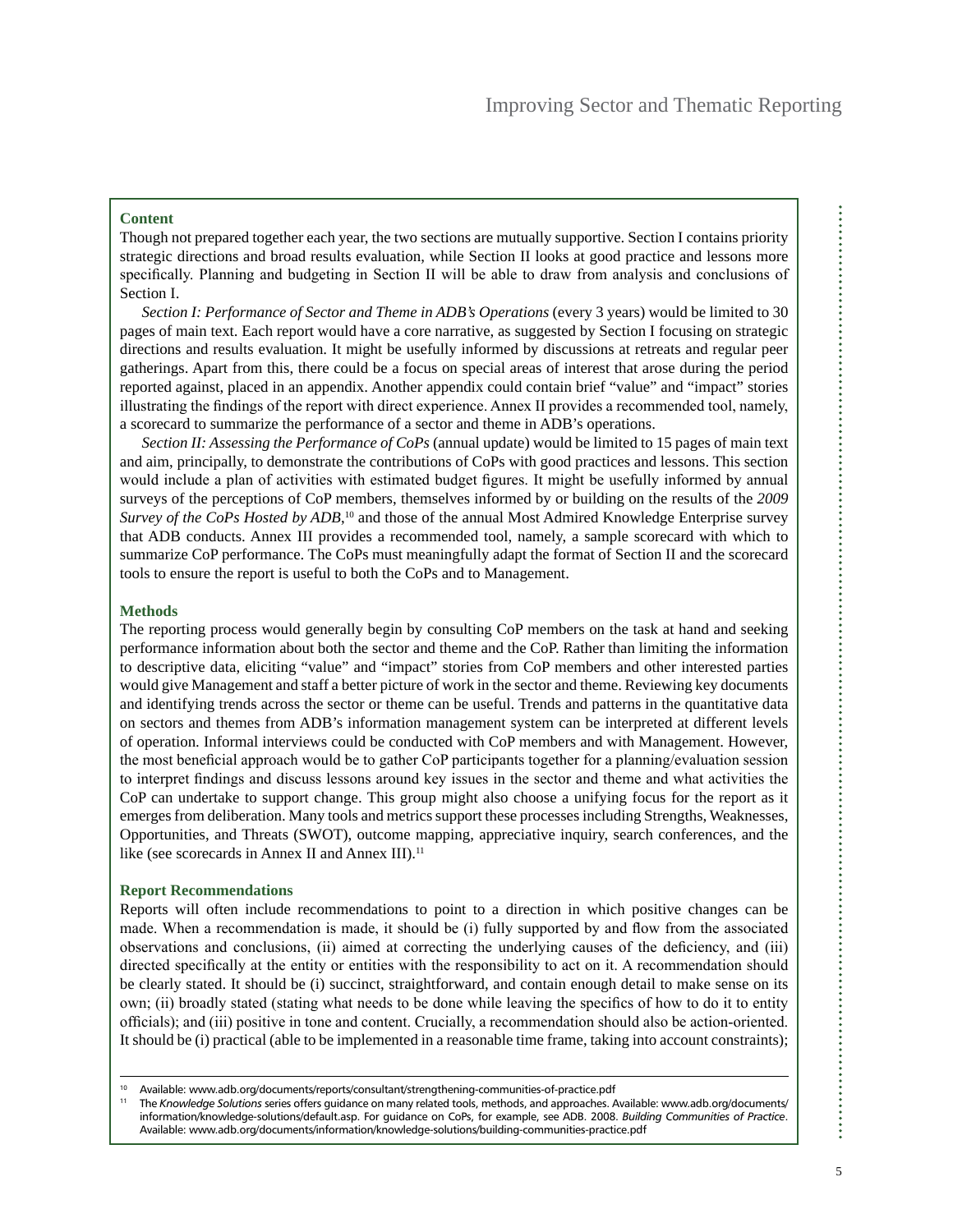### Content

Though not prepared together each year, the two sections are mutually supportive. Section I contains priority strategic directions and broad results evaluation, while Section II looks at good practice and lessons more specifically. Planning and budgeting in Section II will be able to draw from analysis and conclusions of Section I.

*Section I: Performance of Sector and Theme in ADB's Operations* (every 3 years) would be limited to 30 pages of main text. Each report would have a core narrative, as suggested by Section I focusing on strategic directions and results evaluation. It might be usefully informed by discussions at retreats and regular peer gatherings. Apart from this, there could be a focus on special areas of interest that arose during the period reported against, placed in an appendix. Another appendix could contain brief "value" and "impact" stories illustrating the findings of the report with direct experience. Annex II provides a recommended tool, namely, a scorecard to summarize the performance of a sector and theme in ADB's operations.

*Section II: Assessing the Performance of CoPs* (annual update) would be limited to 15 pages of main text and aim, principally, to demonstrate the contributions of CoPs with good practices and lessons. This section would include a plan of activities with estimated budget figures. It might be usefully informed by annual surveys of the perceptions of CoP members, themselves informed by or building on the results of the *2009 Survey of the CoPs Hosted by ADB*,[10] and those of the annual Most Admired Knowledge Enterprise survey that ADB conducts. Annex III provides a recommended tool, namely, a sample scorecard with which to summarize CoP performance. The CoPs must meaningfully adapt the format of Section II and the scorecard tools to ensure the report is useful to both the CoPs and to Management.

### Methods

The reporting process would generally begin by consulting CoP members on the task at hand and seeking performance information about both the sector and theme and the CoP. Rather than limiting the information to descriptive data, eliciting "value" and "impact" stories from CoP members and other interested parties would give Management and staff a better picture of work in the sector and theme. Reviewing key documents and identifying trends across the sector or theme can be useful. Trends and patterns in the quantitative data on sectors and themes from ADB's information management system can be interpreted at different levels of operation. Informal interviews could be conducted with CoP members and with Management. However, the most beneficial approach would be to gather CoP participants together for a planning/evaluation session to interpret findings and discuss lessons around key issues in the sector and theme and what activities the CoP can undertake to support change. This group might also choose a unifying focus for the report as it emerges from deliberation. Many tools and metrics support these processes including Strengths, Weaknesses, Opportunities, and Threats (SWOT), outcome mapping, appreciative inquiry, search conferences, and the like (see scorecards in Annex II and Annex III).[11]

### Report Recommendations

Reports will often include recommendations to point to a direction in which positive changes can be made. When a recommendation is made, it should be (i) fully supported by and flow from the associated observations and conclusions, (ii) aimed at correcting the underlying causes of the deficiency, and (iii) directed specifically at the entity or entities with the responsibility to act on it. A recommendation should be clearly stated. It should be (i) succinct, straightforward, and contain enough detail to make sense on its own; (ii) broadly stated (stating what needs to be done while leaving the specifics of how to do it to entity officials); and (iii) positive in tone and content. Crucially, a recommendation should also be action-oriented. It should be (i) practical (able to be implemented in a reasonable time frame, taking into account constraints);

---

[10] Available: www.adb.org/documents/reports/consultant/strengthening-communities-of-practice.pdf

[11] The *Knowledge Solutions* series offers guidance on many related tools, methods, and approaches. Available: www.adb.org/documents/information/knowledge-solutions/default.asp. For guidance on CoPs, for example, see ADB. 2008. *Building Communities of Practice*. Available: www.adb.org/documents/information/knowledge-solutions/building-communities-practice.pdf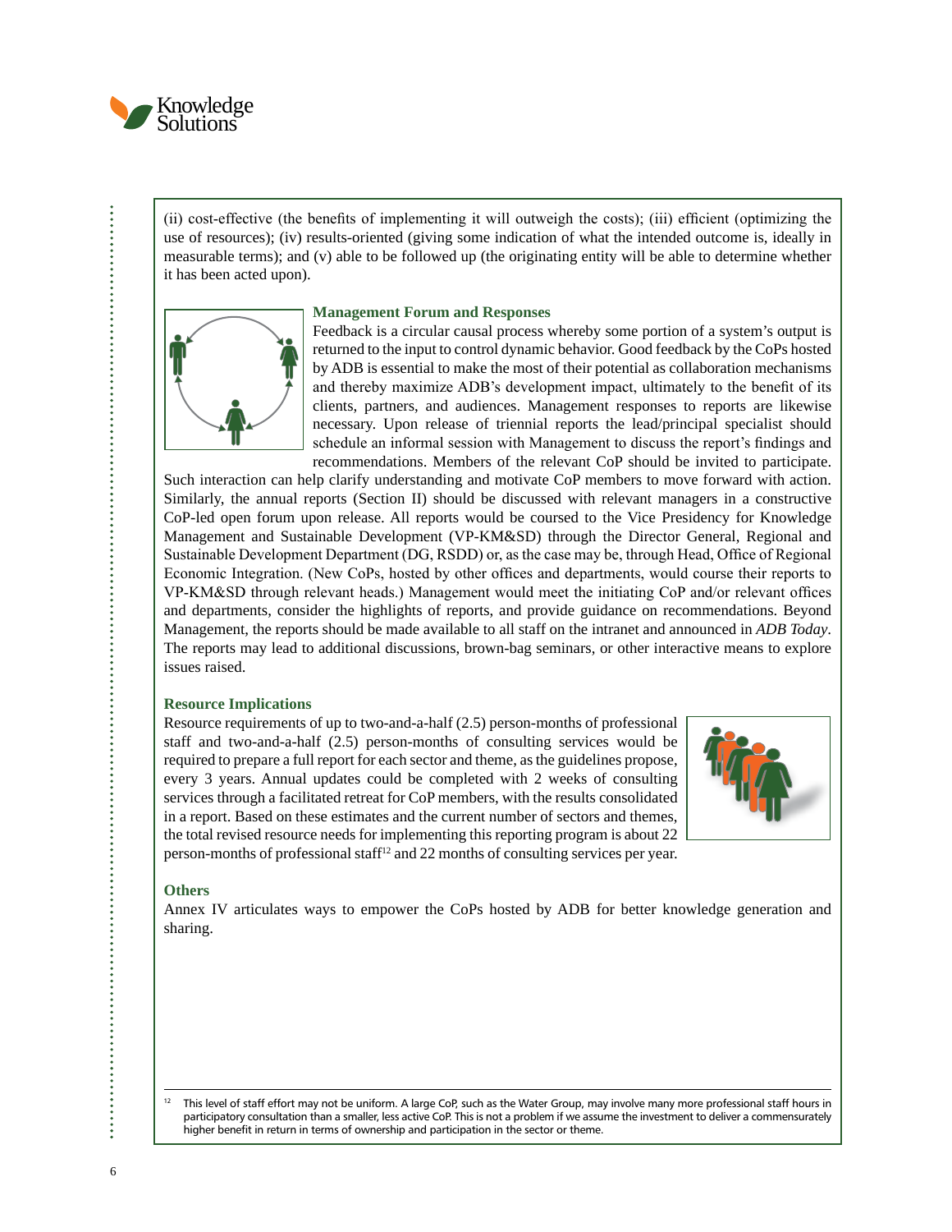(ii) cost-effective (the benefits of implementing it will outweigh the costs); (iii) efficient (optimizing the use of resources); (iv) results-oriented (giving some indication of what the intended outcome is, ideally in measurable terms); and (v) able to be followed up (the originating entity will be able to determine whether it has been acted upon).

### Management Forum and Responses

Feedback is a circular causal process whereby some portion of a system's output is returned to the input to control dynamic behavior. Good feedback by the CoPs hosted by ADB is essential to make the most of their potential as collaboration mechanisms and thereby maximize ADB's development impact, ultimately to the benefit of its clients, partners, and audiences. Management responses to reports are likewise necessary. Upon release of triennial reports the lead/principal specialist should schedule an informal session with Management to discuss the report's findings and recommendations. Members of the relevant CoP should be invited to participate. Such interaction can help clarify understanding and motivate CoP members to move forward with action. Similarly, the annual reports (Section II) should be discussed with relevant managers in a constructive CoP-led open forum upon release. All reports would be coursed to the Vice Presidency for Knowledge Management and Sustainable Development (VP-KM&SD) through the Director General, Regional and Sustainable Development Department (DG, RSDD) or, as the case may be, through Head, Office of Regional Economic Integration. (New CoPs, hosted by other offices and departments, would course their reports to VP-KM&SD through relevant heads.) Management would meet the initiating CoP and/or relevant offices and departments, consider the highlights of reports, and provide guidance on recommendations. Beyond Management, the reports should be made available to all staff on the intranet and announced in *ADB Today*. The reports may lead to additional discussions, brown-bag seminars, or other interactive means to explore issues raised.

### Resource Implications

Resource requirements of up to two-and-a-half (2.5) person-months of professional staff and two-and-a-half (2.5) person-months of consulting services would be required to prepare a full report for each sector and theme, as the guidelines propose, every 3 years. Annual updates could be completed with 2 weeks of consulting services through a facilitated retreat for CoP members, with the results consolidated in a report. Based on these estimates and the current number of sectors and themes, the total revised resource needs for implementing this reporting program is about 22 person-months of professional staff[12] and 22 months of consulting services per year.

### Others

Annex IV articulates ways to empower the CoPs hosted by ADB for better knowledge generation and sharing.

---

[12] This level of staff effort may not be uniform. A large CoP, such as the Water Group, may involve many more professional staff hours in participatory consultation than a smaller, less active CoP. This is not a problem if we assume the investment to deliver a commensurately higher benefit in return in terms of ownership and participation in the sector or theme.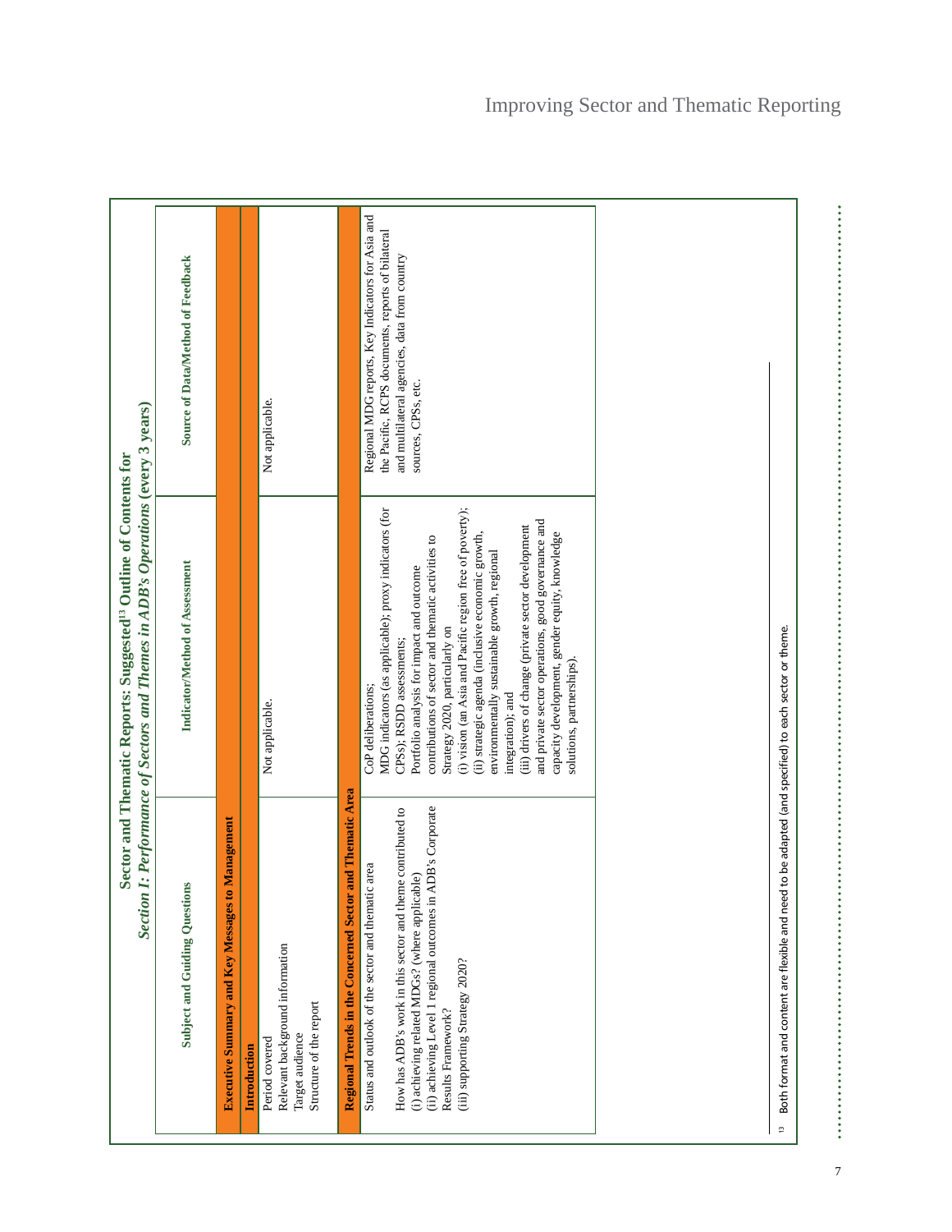## Sector and Thematic Reports: Suggested[13] Outline of Contents for *Section I: Performance of Sectors and Themes in ADB's Operations* (every 3 years)

| Subject and Guiding Questions | Indicator/Method of Assessment | Source of Data/Method of Feedback |
|---|---|---|
| **Executive Summary and Key Messages to Management** | | |
| **Introduction** | | |
| Period covered<br>Relevant background information<br>Target audience<br>Structure of the report | Not applicable. | Not applicable. |
| **Regional Trends in the Concerned Sector and Thematic Area** | | |
| Status and outlook of the sector and thematic area<br><br>How has ADB's work in this sector and theme contributed to<br>(i) achieving related MDGs? (where applicable)<br>(ii) achieving Level 1 regional outcomes in ADB's Corporate Results Framework?<br>(iii) supporting Strategy 2020? | CoP deliberations;<br>MDG indicators (as applicable); proxy indicators (for CPSs); RSDD assessments;<br>Portfolio analysis for impact and outcome contributions of sector and thematic activities to Strategy 2020, particularly on<br>(i) vision (an Asia and Pacific region free of poverty);<br>(ii) strategic agenda (inclusive economic growth, environmentally sustainable growth, regional integration); and<br>(iii) drivers of change (private sector development and private sector operations, good governance and capacity development, gender equity, knowledge solutions, partnerships). | Regional MDG reports, Key Indicators for Asia and the Pacific, RCPS documents, reports of bilateral and multilateral agencies, data from country sources, CPSs, etc. |

[13] Both format and content are flexible and need to be adapted (and specified) to each sector or theme.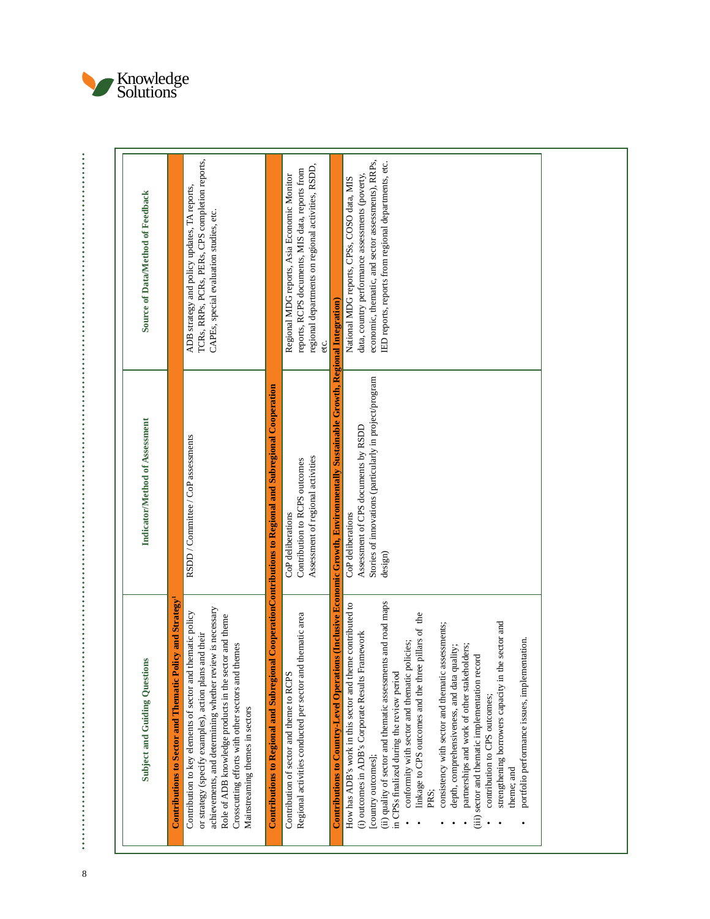| Subject and Guiding Questions | Indicator/Method of Assessment | Source of Data/Method of Feedback |
|---|---|---|
| **Contributions to Sector and Thematic Policy and Strategy**[1] | | |
| Contribution to key elements of sector and thematic policy or strategy (specify examples), action plans and their achievements, and determining whether review is necessary<br>Role of ADB knowledge products in the sector and theme<br>Crosscutting efforts with other sectors and themes<br>Mainstreaming themes in sectors | RSDD / Committee / CoP assessments | ADB strategy and policy updates, TA reports, TCRs, RRPs, PCRs, PERs, CPS completion reports, CAPEs, special evaluation studies, etc. |
| **Contributions to Regional and Subregional Cooperation** | | |
| Contribution of sector and theme to RCPS<br>Regional activities conducted per sector and thematic area | CoP deliberations<br>Contribution to RCPS outcomes<br>Assessment of regional activities | Regional MDG reports, Asia Economic Monitor reports, RCPS documents, MIS data, reports from regional departments on regional activities, RSDD, etc. |
| **Contributions to Country-Level Operations (Inclusive Economic Growth, Environmentally Sustainable Growth, Regional Integration)** | | |
| How has ADB's work in this sector and theme contributed to<br>(i) outcomes in ADB's Corporate Results Framework [country outcomes];<br>(ii) quality of sector and thematic assessments and road maps in CPSs finalized during the review period<br>• conformity with sector and thematic policies;<br>• linkage to CPS outcomes and the three pillars of the PRS;<br>• consistency with sector and thematic assessments;<br>• depth, comprehensiveness, and data quality;<br>• partnerships and work of other stakeholders;<br>(iii) sector and thematic implementation record<br>• contribution to CPS outcomes;<br>• strengthening borrowers capacity in the sector and theme; and<br>• portfolio performance issues, implementation. | CoP deliberations<br>Assessment of CPS documents by RSDD<br>Stories of innovations (particularly in project/program design) | National MDG reports, CPSs, COSO data, MIS data, country performance assessments (poverty, economic, thematic, and sector assessments), RRPs, IED reports, reports from regional departments, etc. |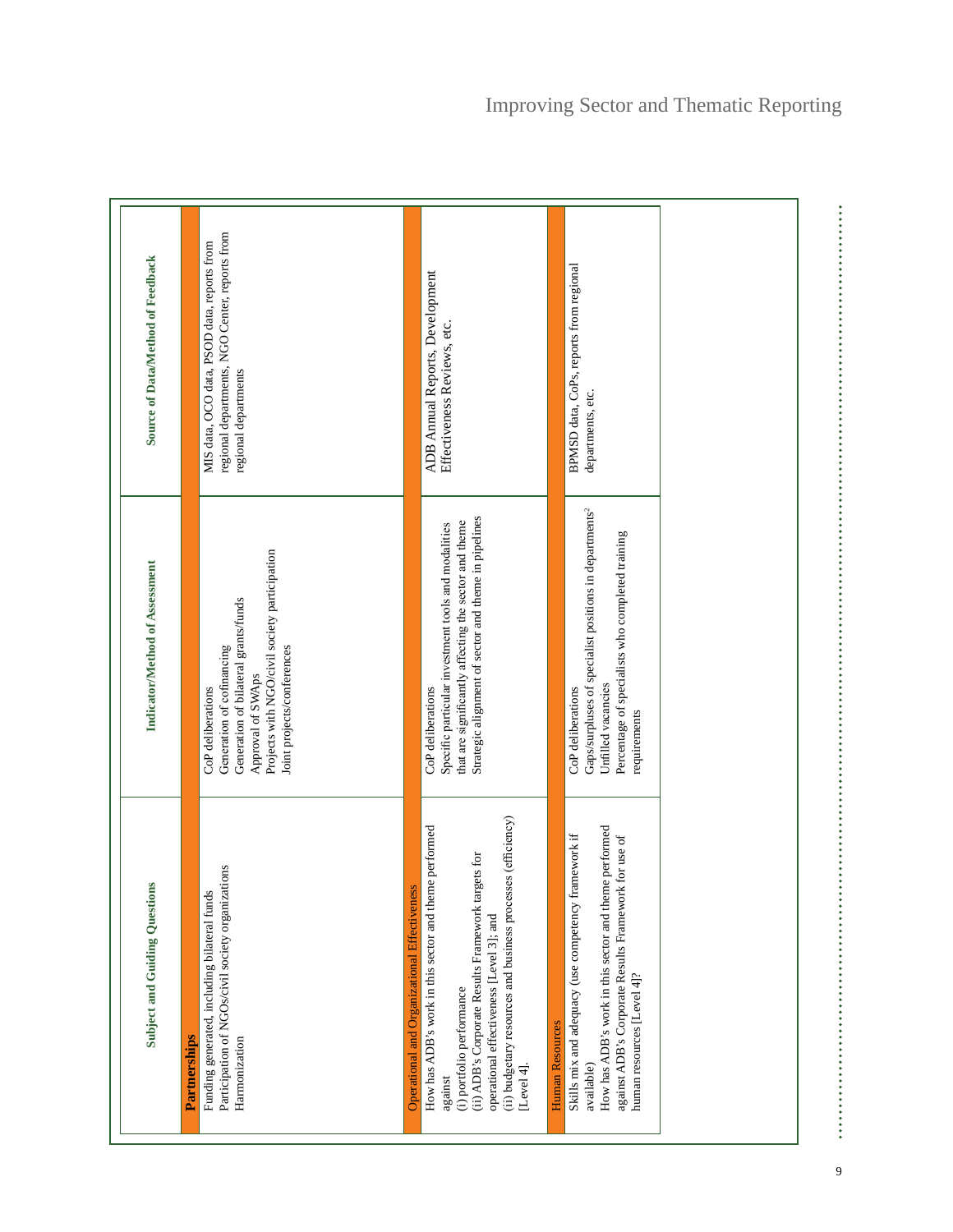| Subject and Guiding Questions | Indicator/Method of Assessment | Source of Data/Method of Feedback |
|---|---|---|
| **Partnerships** | | |
| Funding generated, including bilateral funds<br>Participation of NGOs/civil society organizations<br>Harmonization | CoP deliberations<br>Generation of cofinancing<br>Generation of bilateral grants/funds<br>Approval of SWAps<br>Projects with NGO/civil society participation<br>Joint projects/conferences | MIS data, OCO data, PSOD data, reports from regional departments, NGO Center, reports from regional departments |
| Operational and Organizational Effectiveness | | |
| How has ADB's work in this sector and theme performed against<br>(i) portfolio performance<br>(ii) ADB's Corporate Results Framework targets for operational effectiveness [Level 3]; and<br>(ii) budgetary resources and business processes (efficiency) [Level 4]. | CoP deliberations<br>Specific particular investment tools and modalities that are significantly affecting the sector and theme<br>Strategic alignment of sector and theme in pipelines | ADB Annual Reports, Development Effectiveness Reviews, etc. |
| Human Resources | | |
| Skills mix and adequacy (use competency framework if available)<br>How has ADB's work in this sector and theme performed against ADB's Corporate Results Framework for use of human resources [Level 4]? | CoP deliberations<br>Gaps/surpluses of specialist positions in departments[2]<br>Unfilled vacancies<br>Percentage of specialists who completed training requirements | BPMSD data, CoPs, reports from regional departments, etc. |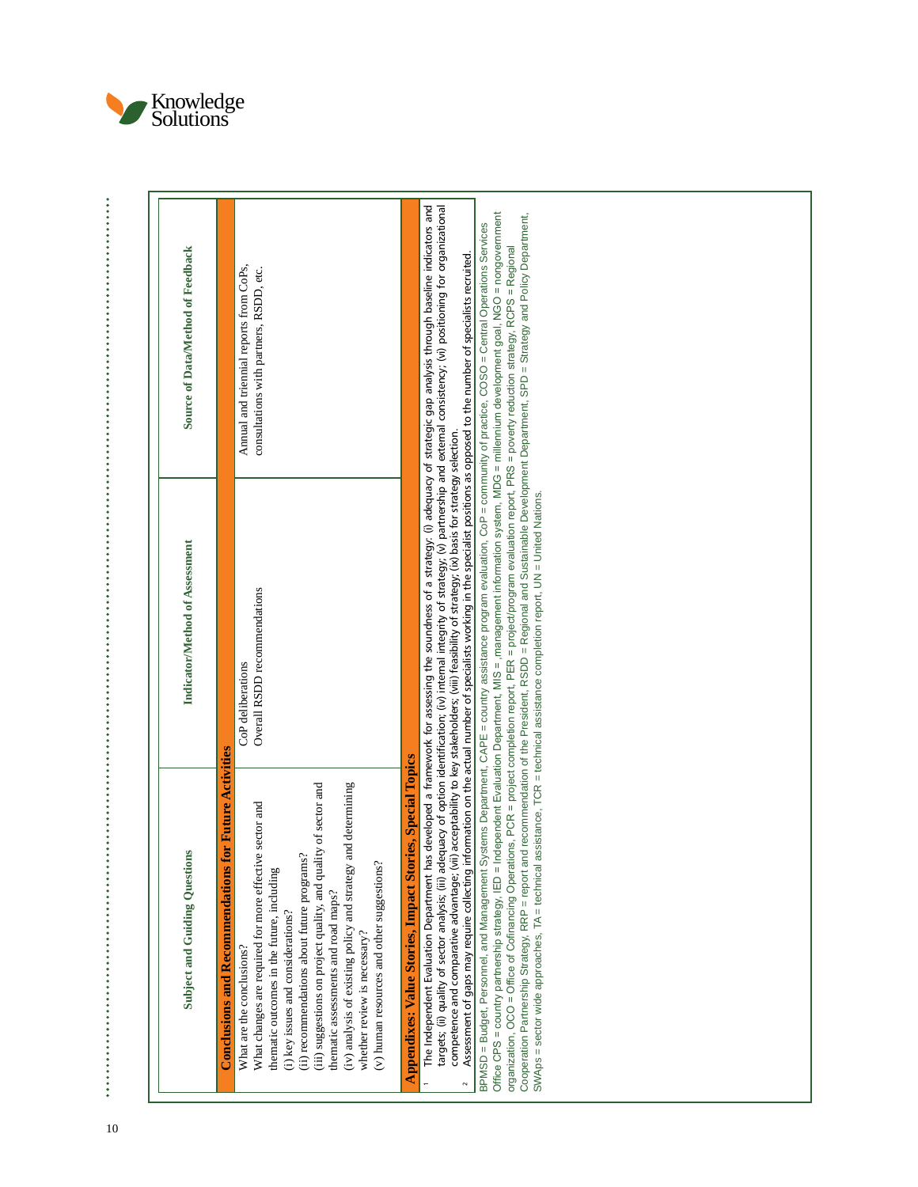| Subject and Guiding Questions | Indicator/Method of Assessment | Source of Data/Method of Feedback |
|---|---|---|
| **Conclusions and Recommendations for Future Activities** | | |
| What are the conclusions?<br>What changes are required for more effective sector and thematic outcomes in the future, including<br>(i) key issues and considerations?<br>(ii) recommendations about future programs?<br>(iii) suggestions on project quality, and quality of sector and thematic assessments and road maps?<br>(iv) analysis of existing policy and strategy and determining whether review is necessary?<br>(v) human resources and other suggestions? | CoP deliberations<br>Overall RSDD recommendations | Annual and triennial reports from CoPs, consultations with partners, RSDD, etc. |
| **Appendixes: Value Stories, Impact Stories, Special Topics** | | |

[1] The Independent Evaluation Department has developed a framework for assessing the soundness of a strategy: (i) adequacy of strategic gap analysis through baseline indicators and targets; (ii) quality of sector analysis; (iii) adequacy of option identification; (iv) internal integrity of strategy; (v) partnership and external consistency; (vi) positioning for organizational competence and comparative advantage; (vii) acceptability to key stakeholders; (viii) feasibility of strategy; (ix) basis for strategy selection.

[2] Assessment of gaps may require collecting information on the actual number of specialists working in the specialist positions as opposed to the number of specialists recruited.

BPMSD = Budget, Personnel, and Management Systems Department, CAPE = country assistance program evaluation, CoP = community of practice, COSO = Central Operations Services Office CPS = country partnership strategy, IED = Independent Evaluation Department, MIS = management information system, MDG = millennium development goal, NGO = nongovernment organization, OCO = Office of Cofinancing Operations, PCR = project completion report, PER = project/program evaluation report, PRS = poverty reduction strategy, RCPS = Regional Cooperation Partnership Strategy, RRP = report and recommendation of the President, RSDD = Regional and Sustainable Development Department, SPD = Strategy and Policy Department, SWAps = sector wide approaches, TA = technical assistance, TCR = technical assistance completion report, UN = United Nations.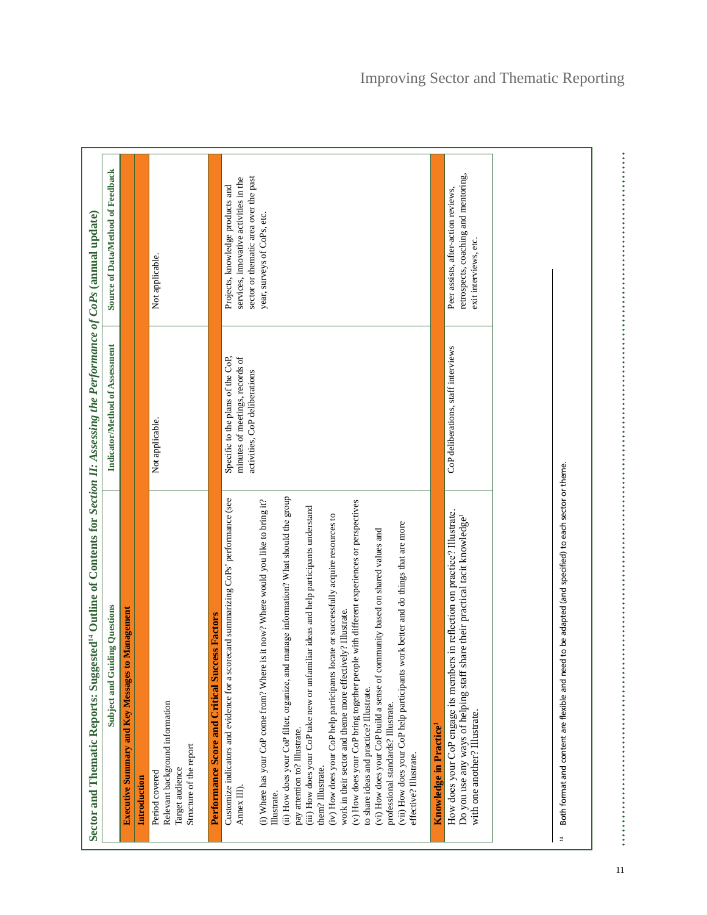## Sector and Thematic Reports: Suggested[14] Outline of Contents for *Section II: Assessing the Performance of CoPs (annual update)*

| Subject and Guiding Questions | Indicator/Method of Assessment | Source of Data/Method of Feedback |
|---|---|---|
| **Executive Summary and Key Messages to Management** | | |
| **Introduction** | | |
| Period covered<br>Relevant background information<br>Target audience<br>Structure of the report | Not applicable. | Not applicable. |
| **Performance Score and Critical Success Factors** | | |
| Customize indicators and evidence for a scorecard summarizing CoPs' performance (see Annex III).<br><br>(i) Where has your CoP come from? Where is it now? Where would you like to bring it? Illustrate.<br>(ii) How does your CoP filter, organize, and manage information? What should the group pay attention to? Illustrate.<br>(iii) How does your CoP take new or unfamiliar ideas and help participants understand them? Illustrate.<br>(iv) How does your CoP help participants locate or successfully acquire resources to work in their sector and theme more effectively? Illustrate.<br>(v) How does your CoP bring together people with different experiences or perspectives to share ideas and practice? Illustrate.<br>(vi) How does your CoP build a sense of community based on shared values and professional standards? Illustrate.<br>(vii) How does your CoP help participants work better and do things that are more effective? Illustrate. | Specific to the plans of the CoP, minutes of meetings, records of activities, CoP deliberations | Projects, knowledge products and services, innovative activities in the sector or thematic area over the past year, surveys of CoPs, etc. |
| **Knowledge in Practice**[1] | | |
| How does your CoP engage its members in reflection on practice? Illustrate.<br>Do you use any ways of helping staff share their practical tacit knowledge[1] with one another? Illustrate. | CoP deliberations, staff interviews | Peer assists, after-action reviews, retrospects, coaching and mentoring, exit interviews, etc. |

[14] Both format and content are flexible and need to be adapted (and specified) to each sector or theme.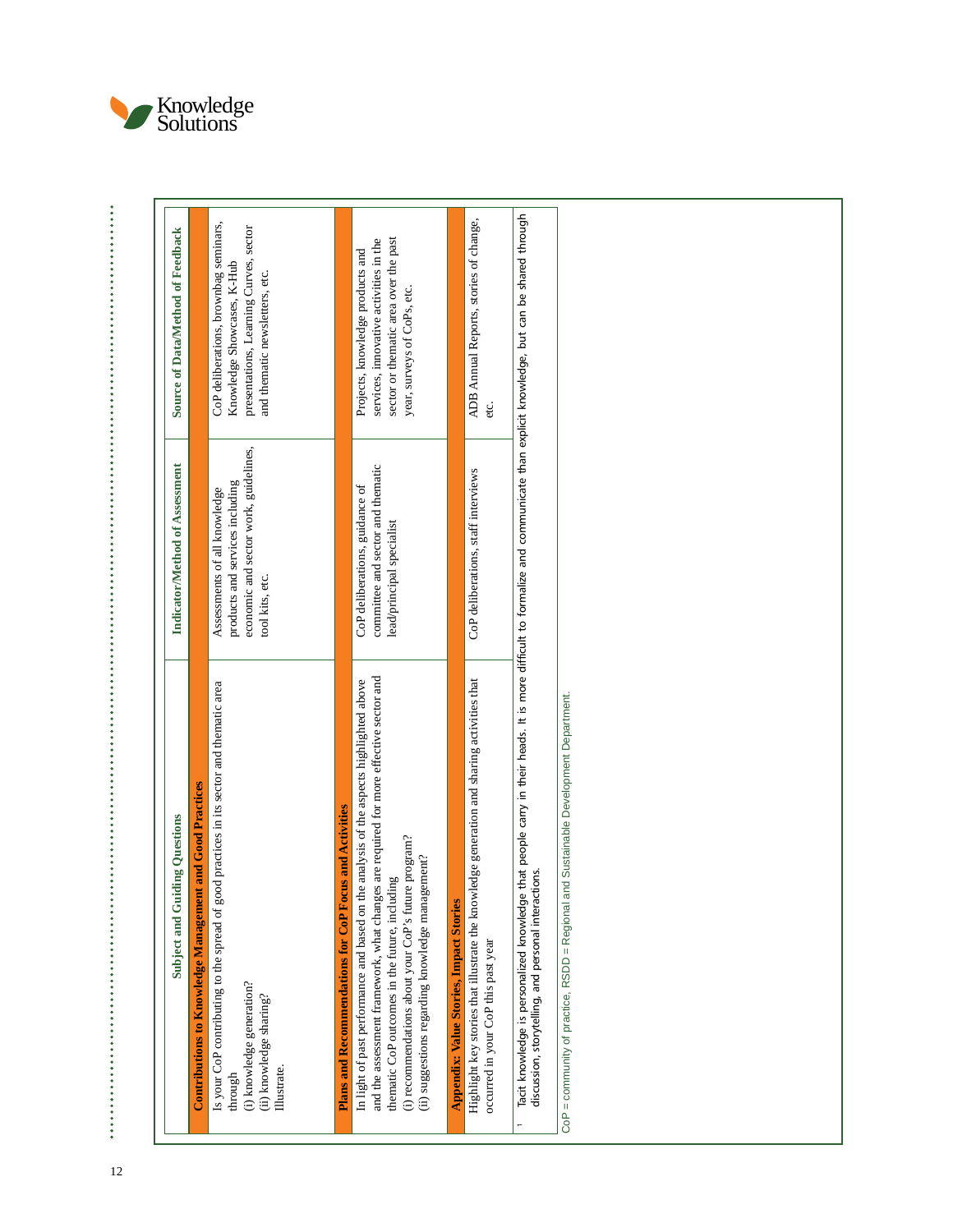| Subject and Guiding Questions | Indicator/Method of Assessment | Source of Data/Method of Feedback |
|---|---|---|
| **Contributions to Knowledge Management and Good Practices** | | |
| Is your CoP contributing to the spread of good practices in its sector and thematic area through<br>(i) knowledge generation?<br>(ii) knowledge sharing?<br>Illustrate. | Assessments of all knowledge products and services including economic and sector work, guidelines, tool kits, etc. | CoP deliberations, brownbag seminars, Knowledge Showcases, K-Hub presentations, Learning Curves, sector and thematic newsletters, etc. |
| **Plans and Recommendations for CoP Focus and Activities** | | |
| In light of past performance and based on the analysis of the aspects highlighted above and the assessment framework, what changes are required for more effective sector and thematic CoP outcomes in the future, including<br>(i) recommendations about your CoP's future program?<br>(ii) suggestions regarding knowledge management? | CoP deliberations, guidance of committee and sector and thematic lead/principal specialist | Projects, knowledge products and services, innovative activities in the sector or thematic area over the past year, surveys of CoPs, etc. |
| **Appendix: Value Stories, Impact Stories** | | |
| Highlight key stories that illustrate the knowledge generation and sharing activities that occurred in your CoP this past year | CoP deliberations, staff interviews | ADB Annual Reports, stories of change, etc. |

[1] Tacit knowledge is personalized knowledge that people carry in their heads. It is more difficult to formalize and communicate than explicit knowledge, but can be shared through discussion, storytelling, and personal interactions.

CoP = community of practice, RSDD = Regional and Sustainable Development Department.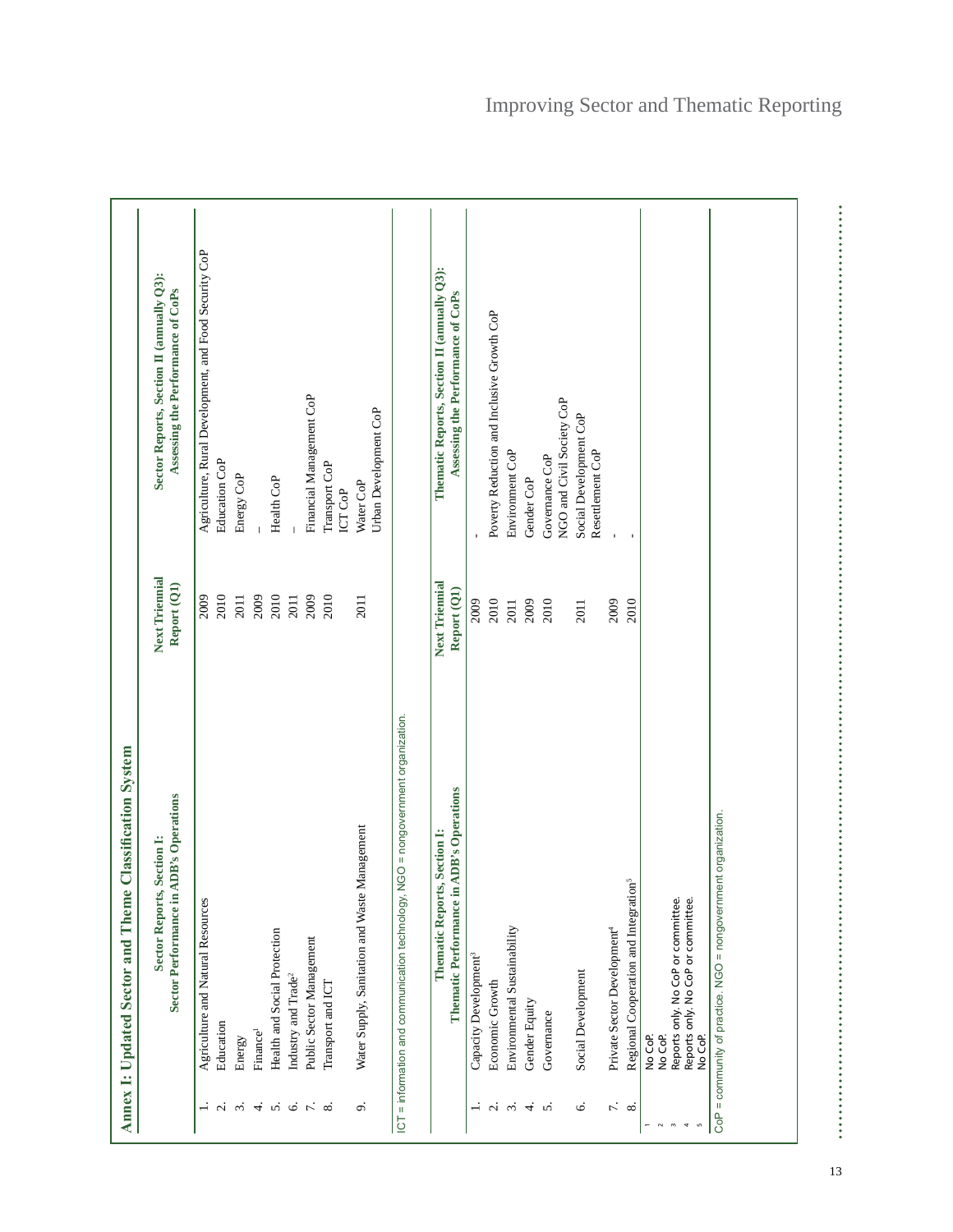## Annex I: Updated Sector and Theme Classification System

| | Sector Reports, Section I: Sector Performance in ADB's Operations | Next Triennial Report (Q1) | Sector Reports, Section II (annually Q3): Assessing the Performance of CoPs |
|---|---|---|---|
| 1. | Agriculture and Natural Resources | 2009 | Agriculture, Rural Development, and Food Security CoP |
| 2. | Education | 2010 | Education CoP |
| 3. | Energy | 2011 | Energy CoP |
| 4. | Finance[1] | 2009 | – |
| 5. | Health and Social Protection | 2010 | Health CoP |
| 6. | Industry and Trade[2] | 2011 | – |
| 7. | Public Sector Management | 2009 | Financial Management CoP |
| 8. | Transport and ICT | 2010 | Transport CoP<br>ICT CoP |
| 9. | Water Supply, Sanitation and Waste Management | 2011 | Water CoP<br>Urban Development CoP |

ICT = information and communication technology, NGO = nongovernment organization.

| | Thematic Reports, Section I: Thematic Performance in ADB's Operations | Next Triennial Report (Q1) | Thematic Reports, Section II (annually Q3): Assessing the Performance of CoPs |
|---|---|---|---|
| 1. | Capacity Development[3] | 2009 | - |
| 2. | Economic Growth | 2010 | Poverty Reduction and Inclusive Growth CoP |
| 3. | Environmental Sustainability | 2011 | Environment CoP |
| 4. | Gender Equity | 2009 | Gender CoP |
| 5. | Governance | 2010 | Governance CoP<br>NGO and Civil Society CoP |
| 6. | Social Development | 2011 | Social Development CoP<br>Resettlement CoP |
| 7. | Private Sector Development[4] | 2009 | - |
| 8. | Regional Cooperation and Integration[5] | 2010 | - |

[1] No CoP.
[2] No CoP.
[3] Reports only. No CoP or committee.
[4] Reports only. No CoP or committee.
[5] No CoP.

CoP = community of practice. NGO = nongovernment organization.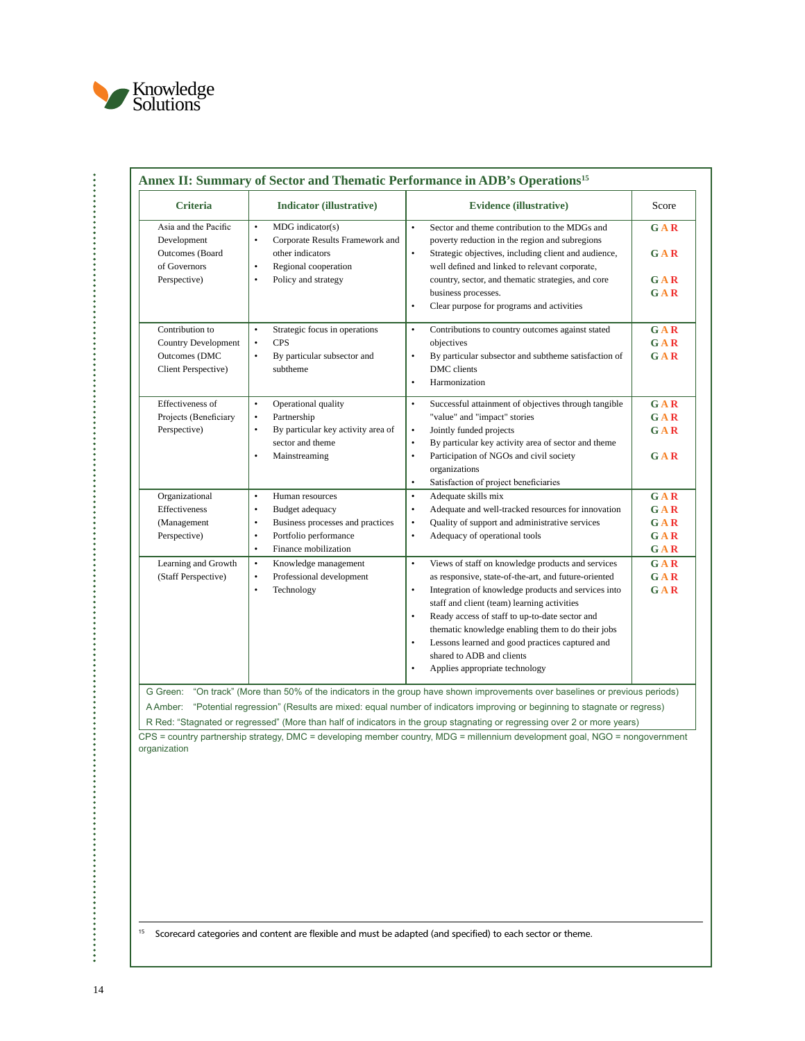## Annex II: Summary of Sector and Thematic Performance in ADB's Operations[15]

| Criteria | Indicator (illustrative) | Evidence (illustrative) | Score |
|---|---|---|---|
| Asia and the Pacific Development Outcomes (Board of Governors Perspective) | • MDG indicator(s)<br>• Corporate Results Framework and other indicators<br>• Regional cooperation<br>• Policy and strategy | • Sector and theme contribution to the MDGs and poverty reduction in the region and subregions<br>• Strategic objectives, including client and audience, well defined and linked to relevant corporate, country, sector, and thematic strategies, and core business processes.<br>• Clear purpose for programs and activities | G A R<br>G A R<br>G A R<br>G A R |
| Contribution to Country Development Outcomes (DMC Client Perspective) | • Strategic focus in operations<br>• CPS<br>• By particular subsector and subtheme | • Contributions to country outcomes against stated objectives<br>• By particular subsector and subtheme satisfaction of DMC clients<br>• Harmonization | G A R<br>G A R<br>G A R |
| Effectiveness of Projects (Beneficiary Perspective) | • Operational quality<br>• Partnership<br>• By particular key activity area of sector and theme<br>• Mainstreaming | • Successful attainment of objectives through tangible "value" and "impact" stories<br>• Jointly funded projects<br>• By particular key activity area of sector and theme<br>• Participation of NGOs and civil society organizations<br>• Satisfaction of project beneficiaries | G A R<br>G A R<br>G A R<br>G A R |
| Organizational Effectiveness (Management Perspective) | • Human resources<br>• Budget adequacy<br>• Business processes and practices<br>• Portfolio performance<br>• Finance mobilization | • Adequate skills mix<br>• Adequate and well-tracked resources for innovation<br>• Quality of support and administrative services<br>• Adequacy of operational tools | G A R<br>G A R<br>G A R<br>G A R<br>G A R |
| Learning and Growth (Staff Perspective) | • Knowledge management<br>• Professional development<br>• Technology | • Views of staff on knowledge products and services as responsive, state-of-the-art, and future-oriented<br>• Integration of knowledge products and services into staff and client (team) learning activities<br>• Ready access of staff to up-to-date sector and thematic knowledge enabling them to do their jobs<br>• Lessons learned and good practices captured and shared to ADB and clients<br>• Applies appropriate technology | G A R<br>G A R<br>G A R |

G Green: "On track" (More than 50% of the indicators in the group have shown improvements over baselines or previous periods)
A Amber: "Potential regression" (Results are mixed: equal number of indicators improving or beginning to stagnate or regress)
R Red: "Stagnated or regressed" (More than half of indicators in the group stagnating or regressing over 2 or more years)

CPS = country partnership strategy, DMC = developing member country, MDG = millennium development goal, NGO = nongovernment organization

[15] Scorecard categories and content are flexible and must be adapted (and specified) to each sector or theme.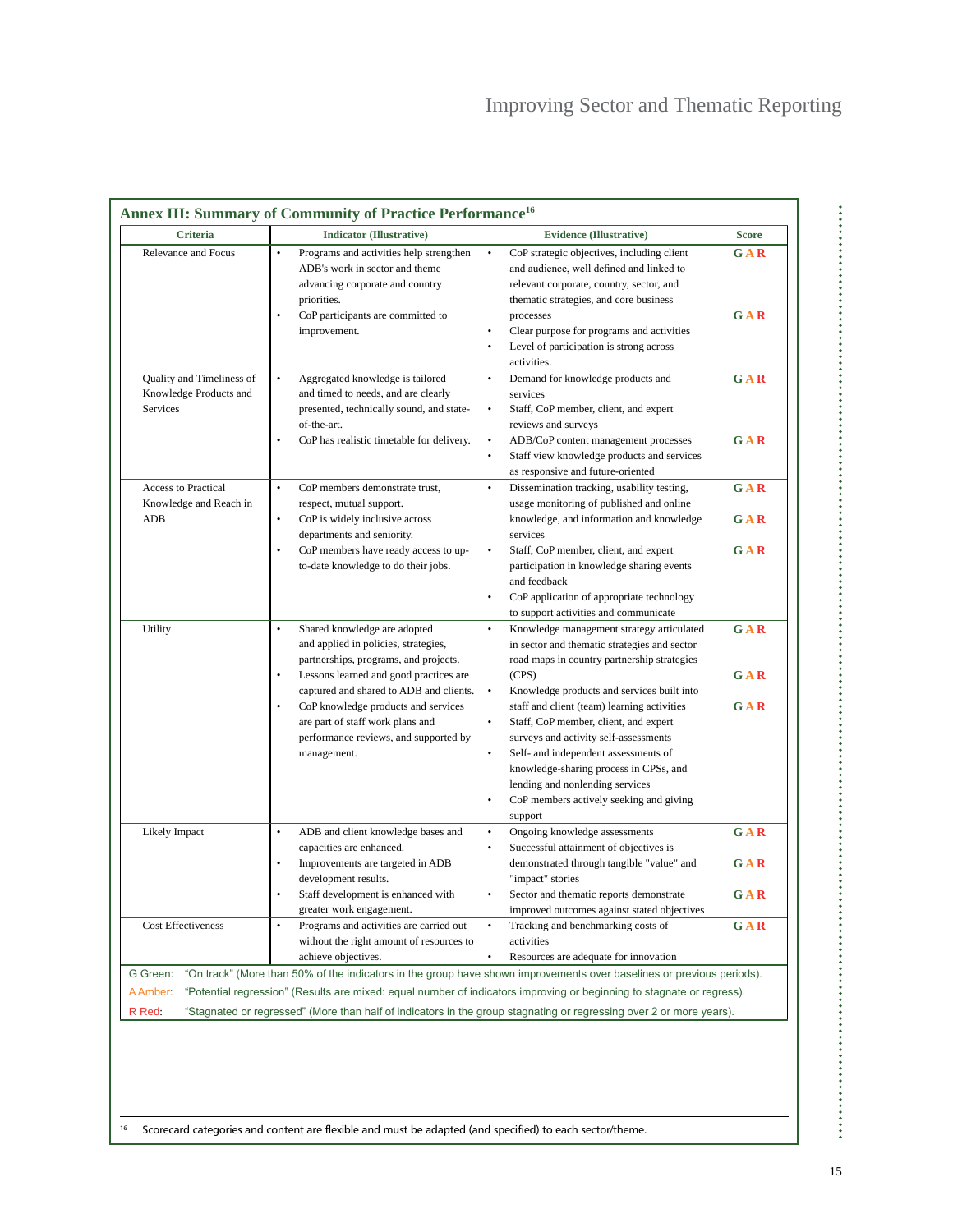## Annex III: Summary of Community of Practice Performance[16]

| Criteria | Indicator (Illustrative) | Evidence (Illustrative) | Score |
|---|---|---|---|
| Relevance and Focus | • Programs and activities help strengthen ADB's work in sector and theme advancing corporate and country priorities.<br>• CoP participants are committed to improvement. | • CoP strategic objectives, including client and audience, well defined and linked to relevant corporate, country, sector, and thematic strategies, and core business processes<br>• Clear purpose for programs and activities<br>• Level of participation is strong across activities. | G A R<br><br>G A R |
| Quality and Timeliness of Knowledge Products and Services | • Aggregated knowledge is tailored and timed to needs, and are clearly presented, technically sound, and state-of-the-art.<br>• CoP has realistic timetable for delivery. | • Demand for knowledge products and services<br>• Staff, CoP member, client, and expert reviews and surveys<br>• ADB/CoP content management processes<br>• Staff view knowledge products and services as responsive and future-oriented | G A R<br><br>G A R |
| Access to Practical Knowledge and Reach in ADB | • CoP members demonstrate trust, respect, mutual support.<br>• CoP is widely inclusive across departments and seniority.<br>• CoP members have ready access to up-to-date knowledge to do their jobs. | • Dissemination tracking, usability testing, usage monitoring of published and online knowledge, and information and knowledge services<br>• Staff, CoP member, client, and expert participation in knowledge sharing events and feedback<br>• CoP application of appropriate technology to support activities and communicate | G A R<br><br>G A R<br><br>G A R |
| Utility | • Shared knowledge are adopted and applied in policies, strategies, partnerships, programs, and projects.<br>• Lessons learned and good practices are captured and shared to ADB and clients.<br>• CoP knowledge products and services are part of staff work plans and performance reviews, and supported by management. | • Knowledge management strategy articulated in sector and thematic strategies and sector road maps in country partnership strategies (CPS)<br>• Knowledge products and services built into staff and client (team) learning activities<br>• Staff, CoP member, client, and expert surveys and activity self-assessments<br>• Self- and independent assessments of knowledge-sharing process in CPSs, and lending and nonlending services<br>• CoP members actively seeking and giving support | G A R<br><br>G A R<br><br>G A R |
| Likely Impact | • ADB and client knowledge bases and capacities are enhanced.<br>• Improvements are targeted in ADB development results.<br>• Staff development is enhanced with greater work engagement. | • Ongoing knowledge assessments<br>• Successful attainment of objectives is demonstrated through tangible "value" and "impact" stories<br>• Sector and thematic reports demonstrate improved outcomes against stated objectives | G A R<br><br>G A R<br><br>G A R |
| Cost Effectiveness | • Programs and activities are carried out without the right amount of resources to achieve objectives. | • Tracking and benchmarking costs of activities<br>• Resources are adequate for innovation | G A R |

G Green: "On track" (More than 50% of the indicators in the group have shown improvements over baselines or previous periods).

A Amber: "Potential regression" (Results are mixed: equal number of indicators improving or beginning to stagnate or regress).

R Red: "Stagnated or regressed" (More than half of indicators in the group stagnating or regressing over 2 or more years).

[16] Scorecard categories and content are flexible and must be adapted (and specified) to each sector/theme.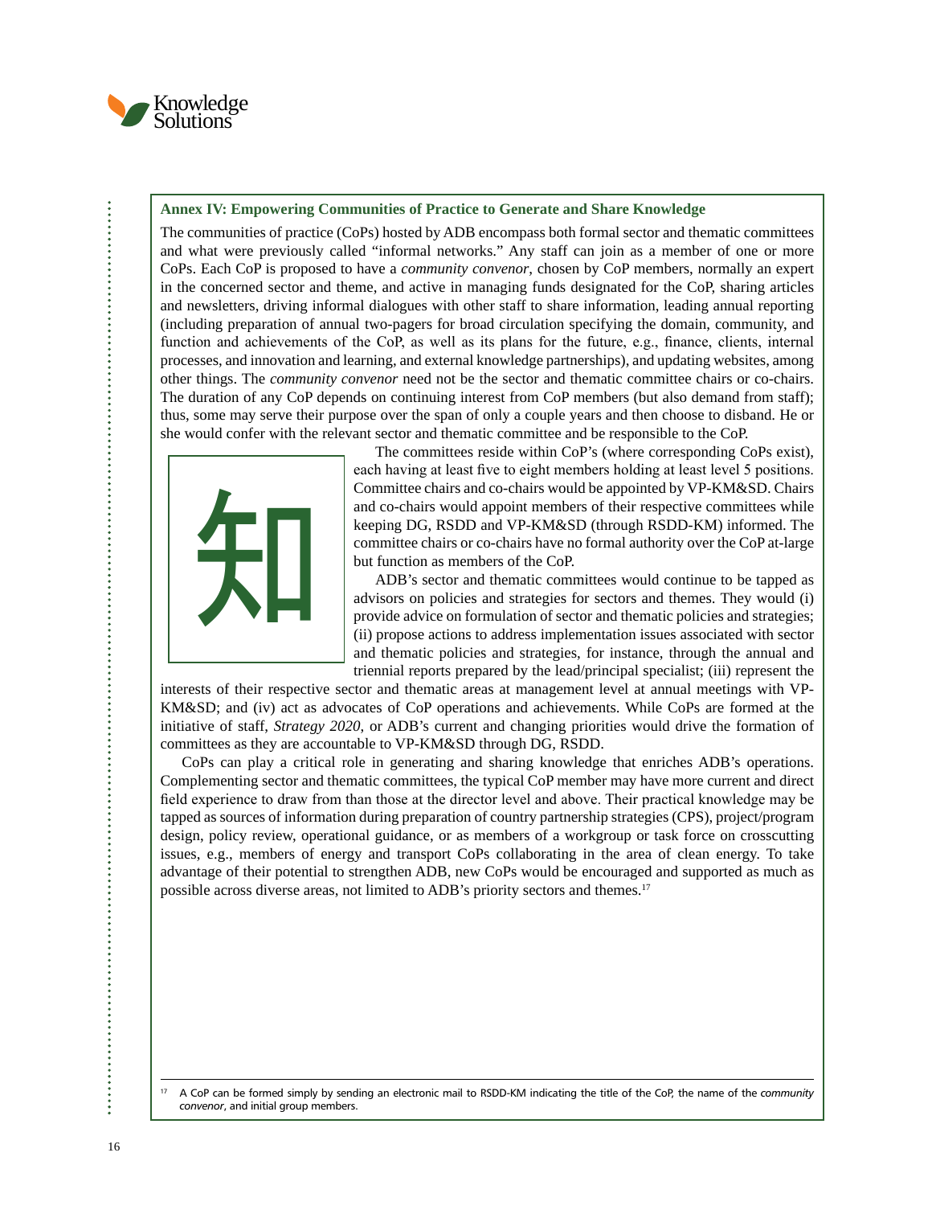### Annex IV: Empowering Communities of Practice to Generate and Share Knowledge

The communities of practice (CoPs) hosted by ADB encompass both formal sector and thematic committees and what were previously called "informal networks." Any staff can join as a member of one or more CoPs. Each CoP is proposed to have a *community convenor*, chosen by CoP members, normally an expert in the concerned sector and theme, and active in managing funds designated for the CoP, sharing articles and newsletters, driving informal dialogues with other staff to share information, leading annual reporting (including preparation of annual two-pagers for broad circulation specifying the domain, community, and function and achievements of the CoP, as well as its plans for the future, e.g., finance, clients, internal processes, and innovation and learning, and external knowledge partnerships), and updating websites, among other things. The *community convenor* need not be the sector and thematic committee chairs or co-chairs. The duration of any CoP depends on continuing interest from CoP members (but also demand from staff); thus, some may serve their purpose over the span of only a couple years and then choose to disband. He or she would confer with the relevant sector and thematic committee and be responsible to the CoP.

The committees reside within CoP's (where corresponding CoPs exist), each having at least five to eight members holding at least level 5 positions. Committee chairs and co-chairs would be appointed by VP-KM&SD. Chairs and co-chairs would appoint members of their respective committees while keeping DG, RSDD and VP-KM&SD (through RSDD-KM) informed. The committee chairs or co-chairs have no formal authority over the CoP at-large but function as members of the CoP.

ADB's sector and thematic committees would continue to be tapped as advisors on policies and strategies for sectors and themes. They would (i) provide advice on formulation of sector and thematic policies and strategies; (ii) propose actions to address implementation issues associated with sector and thematic policies and strategies, for instance, through the annual and triennial reports prepared by the lead/principal specialist; (iii) represent the interests of their respective sector and thematic areas at management level at annual meetings with VP-KM&SD; and (iv) act as advocates of CoP operations and achievements. While CoPs are formed at the initiative of staff, *Strategy 2020*, or ADB's current and changing priorities would drive the formation of committees as they are accountable to VP-KM&SD through DG, RSDD.

CoPs can play a critical role in generating and sharing knowledge that enriches ADB's operations. Complementing sector and thematic committees, the typical CoP member may have more current and direct field experience to draw from than those at the director level and above. Their practical knowledge may be tapped as sources of information during preparation of country partnership strategies (CPS), project/program design, policy review, operational guidance, or as members of a workgroup or task force on crosscutting issues, e.g., members of energy and transport CoPs collaborating in the area of clean energy. To take advantage of their potential to strengthen ADB, new CoPs would be encouraged and supported as much as possible across diverse areas, not limited to ADB's priority sectors and themes.[17]

---

[17] A CoP can be formed simply by sending an electronic mail to RSDD-KM indicating the title of the CoP, the name of the *community convenor*, and initial group members.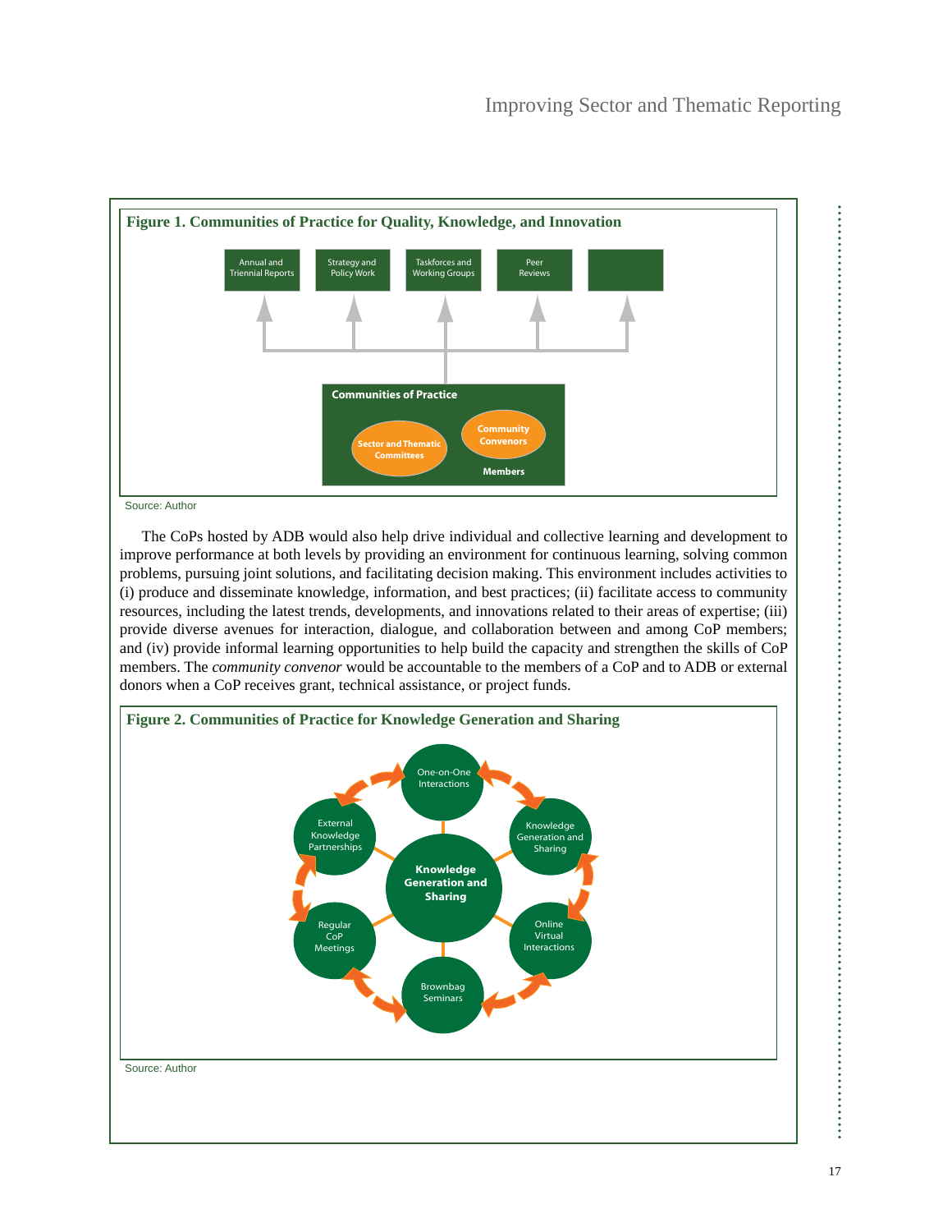**Figure 1. Communities of Practice for Quality, Knowledge, and Innovation**

Annual and Triennial Reports | Strategy and Policy Work | Taskforces and Working Groups | Peer Reviews

Communities of Practice

Sector and Thematic Committees

Community Convenors

Members

Source: Author

The CoPs hosted by ADB would also help drive individual and collective learning and development to improve performance at both levels by providing an environment for continuous learning, solving common problems, pursuing joint solutions, and facilitating decision making. This environment includes activities to (i) produce and disseminate knowledge, information, and best practices; (ii) facilitate access to community resources, including the latest trends, developments, and innovations related to their areas of expertise; (iii) provide diverse avenues for interaction, dialogue, and collaboration between and among CoP members; and (iv) provide informal learning opportunities to help build the capacity and strengthen the skills of CoP members. The *community convenor* would be accountable to the members of a CoP and to ADB or external donors when a CoP receives grant, technical assistance, or project funds.

**Figure 2. Communities of Practice for Knowledge Generation and Sharing**

Knowledge Generation and Sharing

One-on-One Interactions | Knowledge Generation and Sharing | Online Virtual Interactions | Brownbag Seminars | Regular CoP Meetings | External Knowledge Partnerships

Source: Author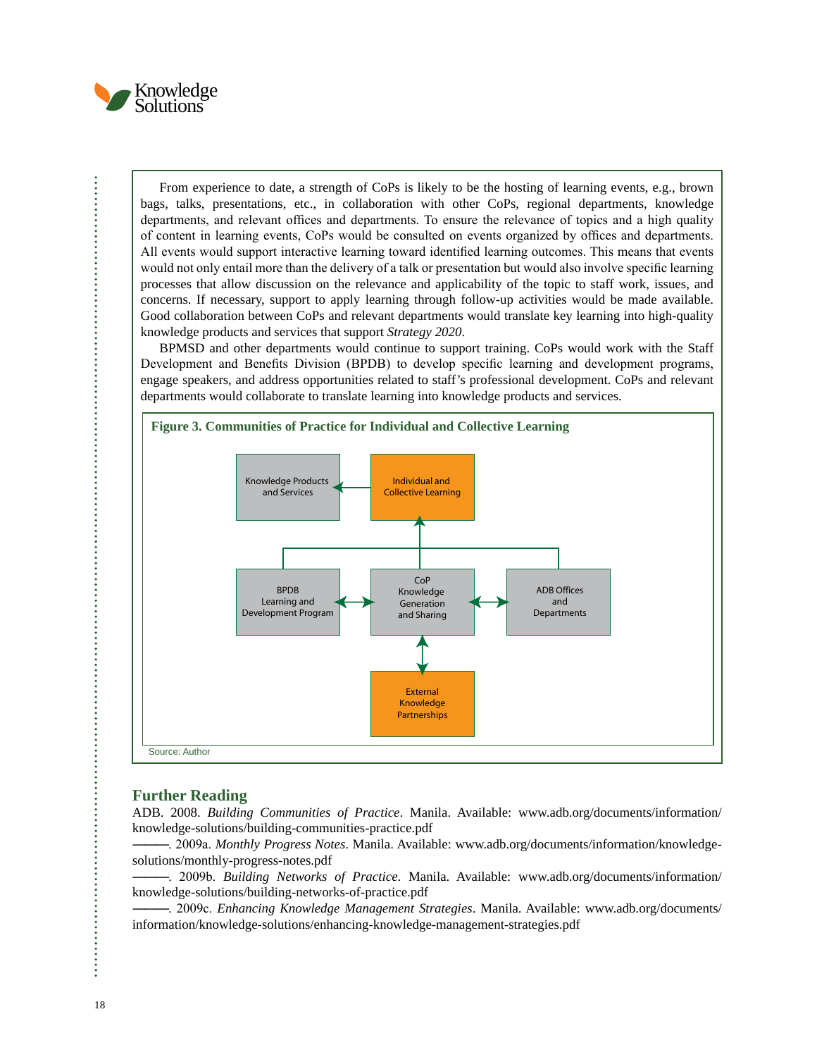From experience to date, a strength of CoPs is likely to be the hosting of learning events, e.g., brown bags, talks, presentations, etc., in collaboration with other CoPs, regional departments, knowledge departments, and relevant offices and departments. To ensure the relevance of topics and a high quality of content in learning events, CoPs would be consulted on events organized by offices and departments. All events would support interactive learning toward identified learning outcomes. This means that events would not only entail more than the delivery of a talk or presentation but would also involve specific learning processes that allow discussion on the relevance and applicability of the topic to staff work, issues, and concerns. If necessary, support to apply learning through follow-up activities would be made available. Good collaboration between CoPs and relevant departments would translate key learning into high-quality knowledge products and services that support *Strategy 2020*.

BPMSD and other departments would continue to support training. CoPs would work with the Staff Development and Benefits Division (BPDB) to develop specific learning and development programs, engage speakers, and address opportunities related to staff's professional development. CoPs and relevant departments would collaborate to translate learning into knowledge products and services.

**Figure 3. Communities of Practice for Individual and Collective Learning**

Knowledge Products and Services

Individual and Collective Learning

BPDB Learning and Development Program

CoP Knowledge Generation and Sharing

ADB Offices and Departments

External Knowledge Partnerships

Source: Author

## Further Reading

ADB. 2008. *Building Communities of Practice*. Manila. Available: www.adb.org/documents/information/knowledge-solutions/building-communities-practice.pdf

———. 2009a. *Monthly Progress Notes*. Manila. Available: www.adb.org/documents/information/knowledge-solutions/monthly-progress-notes.pdf

———. 2009b. *Building Networks of Practice*. Manila. Available: www.adb.org/documents/information/knowledge-solutions/building-networks-of-practice.pdf

———. 2009c. *Enhancing Knowledge Management Strategies*. Manila. Available: www.adb.org/documents/information/knowledge-solutions/enhancing-knowledge-management-strategies.pdf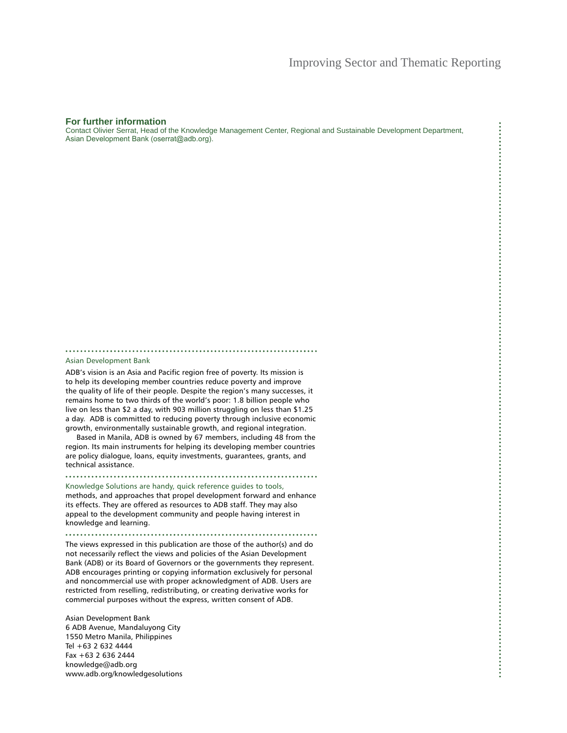## For further information

Contact Olivier Serrat, Head of the Knowledge Management Center, Regional and Sustainable Development Department, Asian Development Bank (oserrat@adb.org).

Asian Development Bank

ADB's vision is an Asia and Pacific region free of poverty. Its mission is to help its developing member countries reduce poverty and improve the quality of life of their people. Despite the region's many successes, it remains home to two thirds of the world's poor: 1.8 billion people who live on less than $2 a day, with 903 million struggling on less than $1.25 a day. ADB is committed to reducing poverty through inclusive economic growth, environmentally sustainable growth, and regional integration.

Based in Manila, ADB is owned by 67 members, including 48 from the region. Its main instruments for helping its developing member countries are policy dialogue, loans, equity investments, guarantees, grants, and technical assistance.

Knowledge Solutions are handy, quick reference guides to tools, methods, and approaches that propel development forward and enhance its effects. They are offered as resources to ADB staff. They may also appeal to the development community and people having interest in knowledge and learning.

The views expressed in this publication are those of the author(s) and do not necessarily reflect the views and policies of the Asian Development Bank (ADB) or its Board of Governors or the governments they represent. ADB encourages printing or copying information exclusively for personal and noncommercial use with proper acknowledgment of ADB. Users are restricted from reselling, redistributing, or creating derivative works for commercial purposes without the express, written consent of ADB.

Asian Development Bank
6 ADB Avenue, Mandaluyong City
1550 Metro Manila, Philippines
Tel +63 2 632 4444
Fax +63 2 636 2444
knowledge@adb.org
www.adb.org/knowledgesolutions